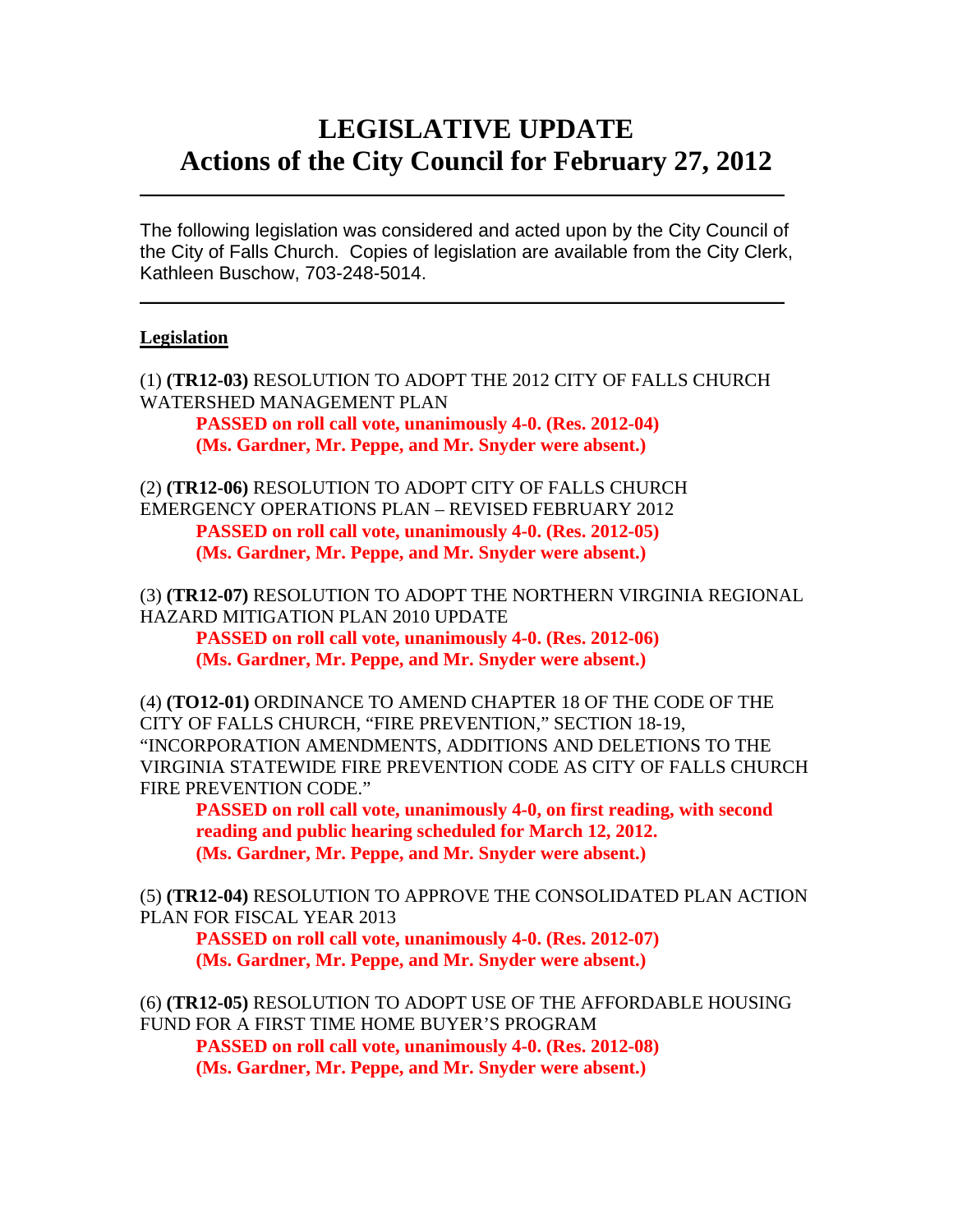# LEGISLATIVE UPDATE
# Actions of the City Council for February 27, 2012

---

The following legislation was considered and acted upon by the City Council of the City of Falls Church. Copies of legislation are available from the City Clerk, Kathleen Buschow, 703-248-5014.

---

**Legislation**

(1) **(TR12-03)** RESOLUTION TO ADOPT THE 2012 CITY OF FALLS CHURCH WATERSHED MANAGEMENT PLAN

**PASSED on roll call vote, unanimously 4-0. (Res. 2012-04)**
**(Ms. Gardner, Mr. Peppe, and Mr. Snyder were absent.)**

(2) **(TR12-06)** RESOLUTION TO ADOPT CITY OF FALLS CHURCH EMERGENCY OPERATIONS PLAN – REVISED FEBRUARY 2012

**PASSED on roll call vote, unanimously 4-0. (Res. 2012-05)**
**(Ms. Gardner, Mr. Peppe, and Mr. Snyder were absent.)**

(3) **(TR12-07)** RESOLUTION TO ADOPT THE NORTHERN VIRGINIA REGIONAL HAZARD MITIGATION PLAN 2010 UPDATE

**PASSED on roll call vote, unanimously 4-0. (Res. 2012-06)**
**(Ms. Gardner, Mr. Peppe, and Mr. Snyder were absent.)**

(4) **(TO12-01)** ORDINANCE TO AMEND CHAPTER 18 OF THE CODE OF THE CITY OF FALLS CHURCH, "FIRE PREVENTION," SECTION 18-19, "INCORPORATION AMENDMENTS, ADDITIONS AND DELETIONS TO THE VIRGINIA STATEWIDE FIRE PREVENTION CODE AS CITY OF FALLS CHURCH FIRE PREVENTION CODE."

**PASSED on roll call vote, unanimously 4-0, on first reading, with second reading and public hearing scheduled for March 12, 2012.**
**(Ms. Gardner, Mr. Peppe, and Mr. Snyder were absent.)**

(5) **(TR12-04)** RESOLUTION TO APPROVE THE CONSOLIDATED PLAN ACTION PLAN FOR FISCAL YEAR 2013

**PASSED on roll call vote, unanimously 4-0. (Res. 2012-07)**
**(Ms. Gardner, Mr. Peppe, and Mr. Snyder were absent.)**

(6) **(TR12-05)** RESOLUTION TO ADOPT USE OF THE AFFORDABLE HOUSING FUND FOR A FIRST TIME HOME BUYER'S PROGRAM

**PASSED on roll call vote, unanimously 4-0. (Res. 2012-08)**
**(Ms. Gardner, Mr. Peppe, and Mr. Snyder were absent.)**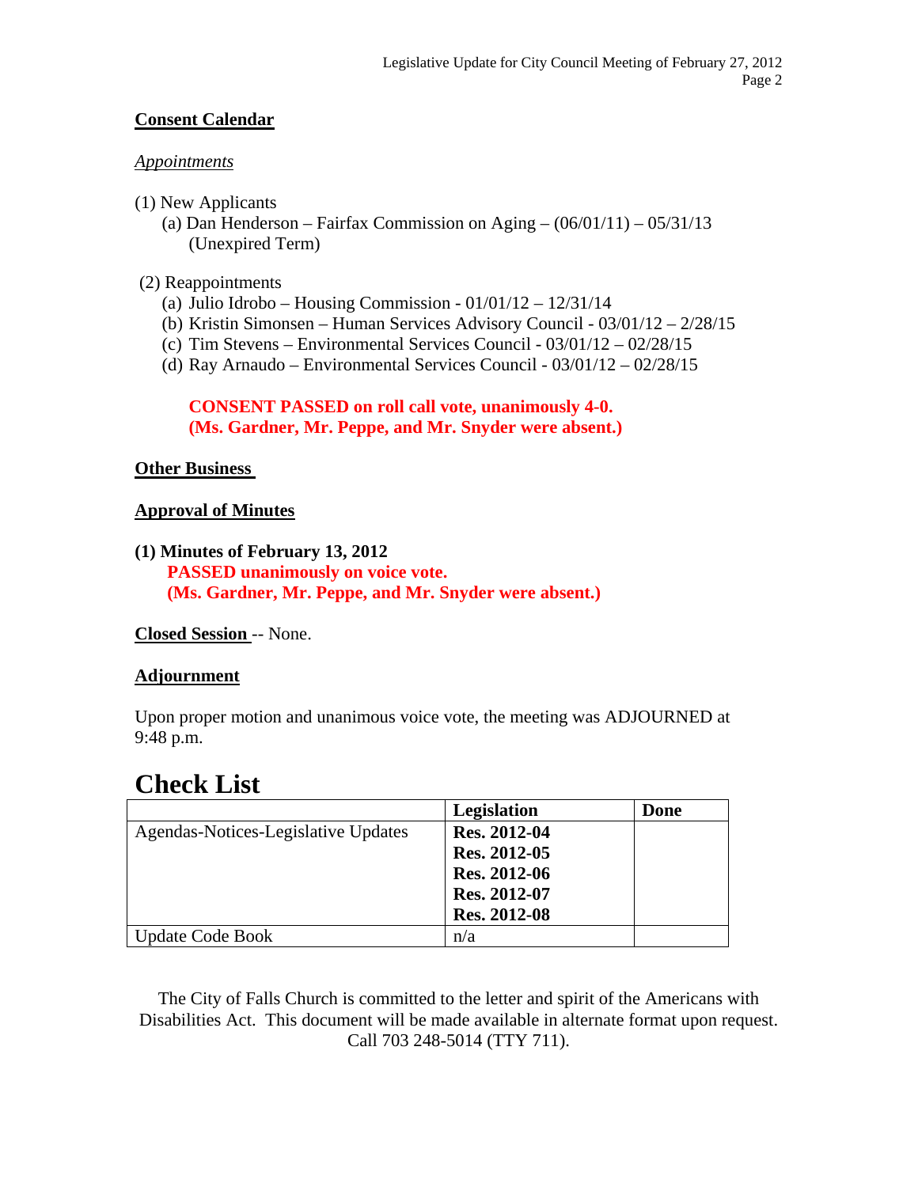**Consent Calendar**

*Appointments*

(1) New Applicants
   (a) Dan Henderson – Fairfax Commission on Aging – (06/01/11) – 05/31/13 (Unexpired Term)

(2) Reappointments
   (a) Julio Idrobo – Housing Commission - 01/01/12 – 12/31/14
   (b) Kristin Simonsen – Human Services Advisory Council - 03/01/12 – 2/28/15
   (c) Tim Stevens – Environmental Services Council - 03/01/12 – 02/28/15
   (d) Ray Arnaudo – Environmental Services Council - 03/01/12 – 02/28/15

**CONSENT PASSED on roll call vote, unanimously 4-0.**
**(Ms. Gardner, Mr. Peppe, and Mr. Snyder were absent.)**

**Other Business**

**Approval of Minutes**

**(1) Minutes of February 13, 2012**
**PASSED unanimously on voice vote.**
**(Ms. Gardner, Mr. Peppe, and Mr. Snyder were absent.)**

**Closed Session** -- None.

**Adjournment**

Upon proper motion and unanimous voice vote, the meeting was ADJOURNED at 9:48 p.m.

# Check List

| | Legislation | Done |
|---|---|---|
| Agendas-Notices-Legislative Updates | **Res. 2012-04**<br>**Res. 2012-05**<br>**Res. 2012-06**<br>**Res. 2012-07**<br>**Res. 2012-08** | |
| Update Code Book | n/a | |

The City of Falls Church is committed to the letter and spirit of the Americans with Disabilities Act. This document will be made available in alternate format upon request. Call 703 248-5014 (TTY 711).